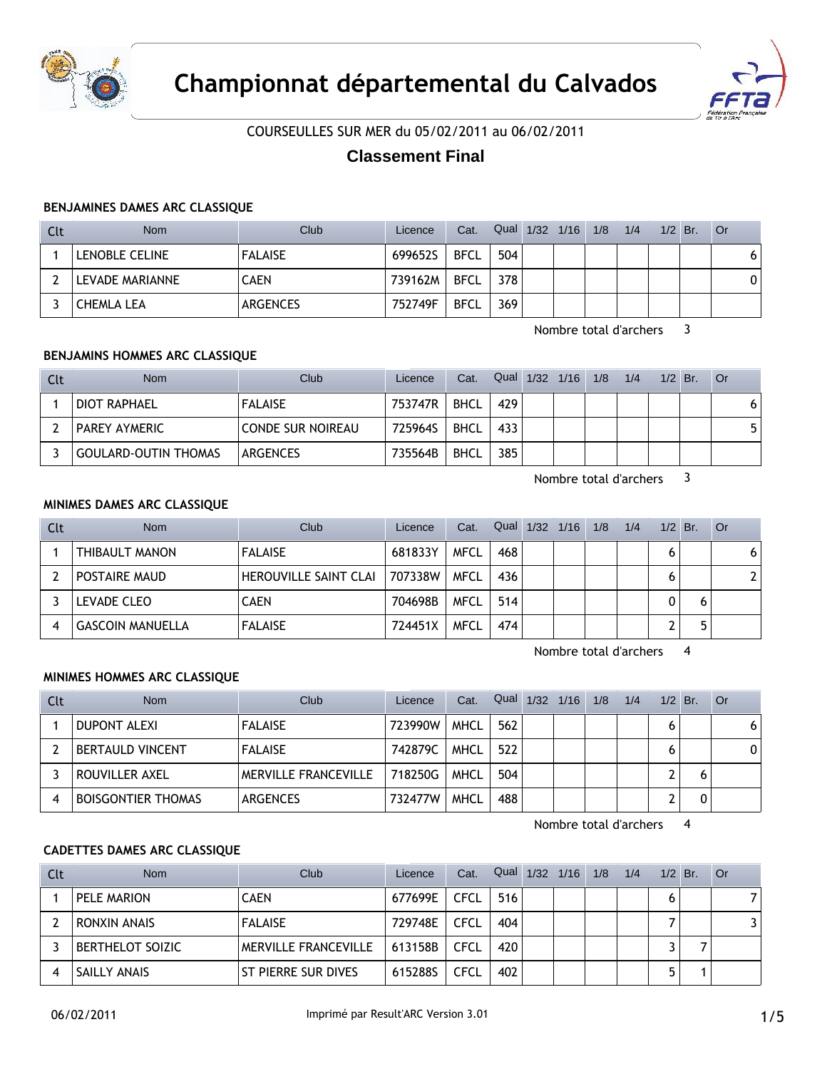# Championnat départemental du Calvados

COURSEULLES SUR MER du 05/02/2011 au 06/02/2011

## Classement Final

### BENJAMINES DAMES ARC CLASSIQUE

| Clt | Nom | Club | Licence | Cat. | Qual | 1/32 | 1/16 | 1/8 | 1/4 | 1/2 | Br. | Or |
|---|---|---|---|---|---|---|---|---|---|---|---|---|
| 1 | LENOBLE CELINE | FALAISE | 699652S | BFCL | 504 | | | | | | | 6 |
| 2 | LEVADE MARIANNE | CAEN | 739162M | BFCL | 378 | | | | | | | 0 |
| 3 | CHEMLA LEA | ARGENCES | 752749F | BFCL | 369 | | | | | | | |

Nombre total d'archers 3

### BENJAMINS HOMMES ARC CLASSIQUE

| Clt | Nom | Club | Licence | Cat. | Qual | 1/32 | 1/16 | 1/8 | 1/4 | 1/2 | Br. | Or |
|---|---|---|---|---|---|---|---|---|---|---|---|---|
| 1 | DIOT RAPHAEL | FALAISE | 753747R | BHCL | 429 | | | | | | | 6 |
| 2 | PAREY AYMERIC | CONDE SUR NOIREAU | 725964S | BHCL | 433 | | | | | | | 5 |
| 3 | GOULARD-OUTIN THOMAS | ARGENCES | 735564B | BHCL | 385 | | | | | | | |

Nombre total d'archers 3

### MINIMES DAMES ARC CLASSIQUE

| Clt | Nom | Club | Licence | Cat. | Qual | 1/32 | 1/16 | 1/8 | 1/4 | 1/2 | Br. | Or |
|---|---|---|---|---|---|---|---|---|---|---|---|---|
| 1 | THIBAULT MANON | FALAISE | 681833Y | MFCL | 468 | | | | | 6 | | 6 |
| 2 | POSTAIRE MAUD | HEROUVILLE SAINT CLAI | 707338W | MFCL | 436 | | | | | 6 | | 2 |
| 3 | LEVADE CLEO | CAEN | 704698B | MFCL | 514 | | | | | 0 | 6 | |
| 4 | GASCOIN MANUELLA | FALAISE | 724451X | MFCL | 474 | | | | | 2 | 5 | |

Nombre total d'archers 4

### MINIMES HOMMES ARC CLASSIQUE

| Clt | Nom | Club | Licence | Cat. | Qual | 1/32 | 1/16 | 1/8 | 1/4 | 1/2 | Br. | Or |
|---|---|---|---|---|---|---|---|---|---|---|---|---|
| 1 | DUPONT ALEXI | FALAISE | 723990W | MHCL | 562 | | | | | 6 | | 6 |
| 2 | BERTAULD VINCENT | FALAISE | 742879C | MHCL | 522 | | | | | 6 | | 0 |
| 3 | ROUVILLER AXEL | MERVILLE FRANCEVILLE | 718250G | MHCL | 504 | | | | | 2 | 6 | |
| 4 | BOISGONTIER THOMAS | ARGENCES | 732477W | MHCL | 488 | | | | | 2 | 0 | |

Nombre total d'archers 4

### CADETTES DAMES ARC CLASSIQUE

| Clt | Nom | Club | Licence | Cat. | Qual | 1/32 | 1/16 | 1/8 | 1/4 | 1/2 | Br. | Or |
|---|---|---|---|---|---|---|---|---|---|---|---|---|
| 1 | PELE MARION | CAEN | 677699E | CFCL | 516 | | | | | 6 | | 7 |
| 2 | RONXIN ANAIS | FALAISE | 729748E | CFCL | 404 | | | | | 7 | | 3 |
| 3 | BERTHELOT SOIZIC | MERVILLE FRANCEVILLE | 613158B | CFCL | 420 | | | | | 3 | 7 | |
| 4 | SAILLY ANAIS | ST PIERRE SUR DIVES | 615288S | CFCL | 402 | | | | | 5 | 1 | |

06/02/2011 Imprimé par Result'ARC Version 3.01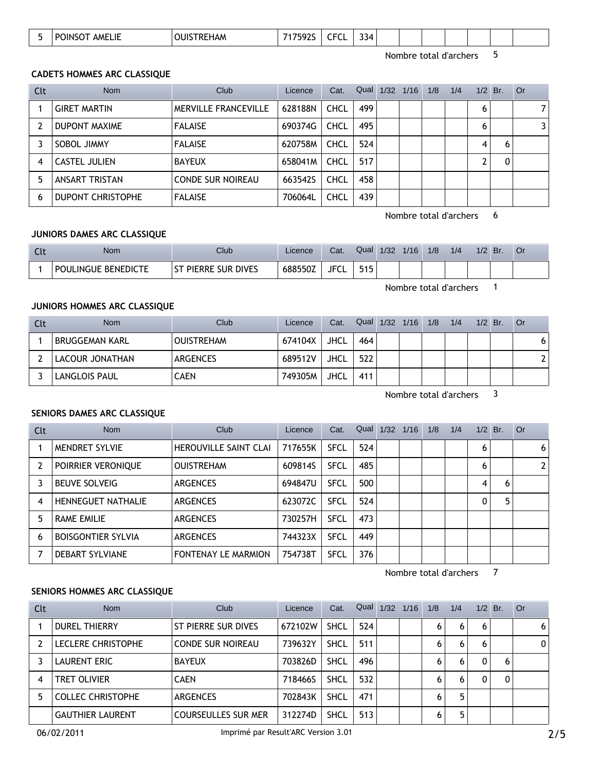| 5 | POINSOT AMELIE | OUISTREHAM | 717592S | CFCL | 334 | | | | | | | |
|---|---|---|---|---|---|---|---|---|---|---|---|---|

Nombre total d'archers 5

### CADETS HOMMES ARC CLASSIQUE

| Clt | Nom | Club | Licence | Cat. | Qual | 1/32 | 1/16 | 1/8 | 1/4 | 1/2 | Br. | Or |
|---|---|---|---|---|---|---|---|---|---|---|---|---|
| 1 | GIRET MARTIN | MERVILLE FRANCEVILLE | 628188N | CHCL | 499 | | | | | 6 | | 7 |
| 2 | DUPONT MAXIME | FALAISE | 690374G | CHCL | 495 | | | | | 6 | | 3 |
| 3 | SOBOL JIMMY | FALAISE | 620758M | CHCL | 524 | | | | | 4 | 6 | |
| 4 | CASTEL JULIEN | BAYEUX | 658041M | CHCL | 517 | | | | | 2 | 0 | |
| 5 | ANSART TRISTAN | CONDE SUR NOIREAU | 663542S | CHCL | 458 | | | | | | | |
| 6 | DUPONT CHRISTOPHE | FALAISE | 706064L | CHCL | 439 | | | | | | | |

Nombre total d'archers 6

### JUNIORS DAMES ARC CLASSIQUE

| Clt | Nom | Club | Licence | Cat. | Qual | 1/32 | 1/16 | 1/8 | 1/4 | 1/2 | Br. | Or |
|---|---|---|---|---|---|---|---|---|---|---|---|---|
| 1 | POULINGUE BENEDICTE | ST PIERRE SUR DIVES | 688550Z | JFCL | 515 | | | | | | | |

Nombre total d'archers 1

### JUNIORS HOMMES ARC CLASSIQUE

| Clt | Nom | Club | Licence | Cat. | Qual | 1/32 | 1/16 | 1/8 | 1/4 | 1/2 | Br. | Or |
|---|---|---|---|---|---|---|---|---|---|---|---|---|
| 1 | BRUGGEMAN KARL | OUISTREHAM | 674104X | JHCL | 464 | | | | | | | 6 |
| 2 | LACOUR JONATHAN | ARGENCES | 689512V | JHCL | 522 | | | | | | | 2 |
| 3 | LANGLOIS PAUL | CAEN | 749305M | JHCL | 411 | | | | | | | |

Nombre total d'archers 3

### SENIORS DAMES ARC CLASSIQUE

| Clt | Nom | Club | Licence | Cat. | Qual | 1/32 | 1/16 | 1/8 | 1/4 | 1/2 | Br. | Or |
|---|---|---|---|---|---|---|---|---|---|---|---|---|
| 1 | MENDRET SYLVIE | HEROUVILLE SAINT CLAI | 717655K | SFCL | 524 | | | | | 6 | | 6 |
| 2 | POIRRIER VERONIQUE | OUISTREHAM | 609814S | SFCL | 485 | | | | | 6 | | 2 |
| 3 | BEUVE SOLVEIG | ARGENCES | 694847U | SFCL | 500 | | | | | 4 | 6 | |
| 4 | HENNEGUET NATHALIE | ARGENCES | 623072C | SFCL | 524 | | | | | 0 | 5 | |
| 5 | RAME EMILIE | ARGENCES | 730257H | SFCL | 473 | | | | | | | |
| 6 | BOISGONTIER SYLVIA | ARGENCES | 744323X | SFCL | 449 | | | | | | | |
| 7 | DEBART SYLVIANE | FONTENAY LE MARMION | 754738T | SFCL | 376 | | | | | | | |

Nombre total d'archers 7

### SENIORS HOMMES ARC CLASSIQUE

| Clt | Nom | Club | Licence | Cat. | Qual | 1/32 | 1/16 | 1/8 | 1/4 | 1/2 | Br. | Or |
|---|---|---|---|---|---|---|---|---|---|---|---|---|
| 1 | DUREL THIERRY | ST PIERRE SUR DIVES | 672102W | SHCL | 524 | | | 6 | 6 | 6 | | 6 |
| 2 | LECLERE CHRISTOPHE | CONDE SUR NOIREAU | 739632Y | SHCL | 511 | | | 6 | 6 | 6 | | 0 |
| 3 | LAURENT ERIC | BAYEUX | 703826D | SHCL | 496 | | | 6 | 6 | 0 | 6 | |
| 4 | TRET OLIVIER | CAEN | 718466S | SHCL | 532 | | | 6 | 6 | 0 | 0 | |
| 5 | COLLEC CHRISTOPHE | ARGENCES | 702843K | SHCL | 471 | | | 6 | 5 | | | |
| | GAUTHIER LAURENT | COURSEULLES SUR MER | 312274D | SHCL | 513 | | | 6 | 5 | | | |

06/02/2011 Imprimé par Result'ARC Version 3.01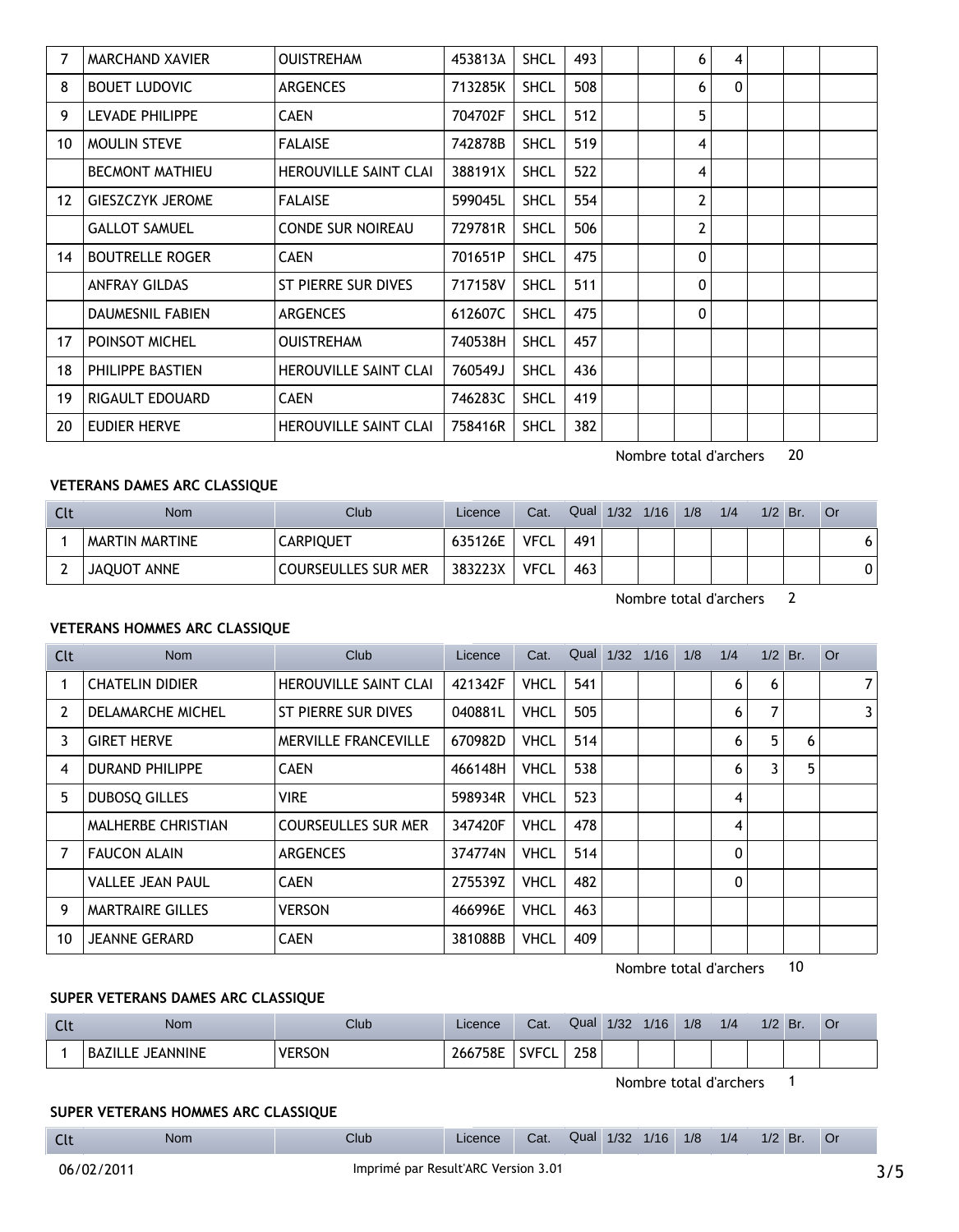| Clt | Nom | Club | Licence | Cat. | Qual | 1/32 | 1/16 | 1/8 | 1/4 | 1/2 | Br. | Or |
|---|---|---|---|---|---|---|---|---|---|---|---|---|
| 7 | MARCHAND XAVIER | OUISTREHAM | 453813A | SHCL | 493 | | | 6 | 4 | | | |
| 8 | BOUET LUDOVIC | ARGENCES | 713285K | SHCL | 508 | | | 6 | 0 | | | |
| 9 | LEVADE PHILIPPE | CAEN | 704702F | SHCL | 512 | | | 5 | | | | |
| 10 | MOULIN STEVE | FALAISE | 742878B | SHCL | 519 | | | 4 | | | | |
| | BECMONT MATHIEU | HEROUVILLE SAINT CLAI | 388191X | SHCL | 522 | | | 4 | | | | |
| 12 | GIESZCZYK JEROME | FALAISE | 599045L | SHCL | 554 | | | 2 | | | | |
| | GALLOT SAMUEL | CONDE SUR NOIREAU | 729781R | SHCL | 506 | | | 2 | | | | |
| 14 | BOUTRELLE ROGER | CAEN | 701651P | SHCL | 475 | | | 0 | | | | |
| | ANFRAY GILDAS | ST PIERRE SUR DIVES | 717158V | SHCL | 511 | | | 0 | | | | |
| | DAUMESNIL FABIEN | ARGENCES | 612607C | SHCL | 475 | | | 0 | | | | |
| 17 | POINSOT MICHEL | OUISTREHAM | 740538H | SHCL | 457 | | | | | | | |
| 18 | PHILIPPE BASTIEN | HEROUVILLE SAINT CLAI | 760549J | SHCL | 436 | | | | | | | |
| 19 | RIGAULT EDOUARD | CAEN | 746283C | SHCL | 419 | | | | | | | |
| 20 | EUDIER HERVE | HEROUVILLE SAINT CLAI | 758416R | SHCL | 382 | | | | | | | |

Nombre total d'archers 20

**VETERANS DAMES ARC CLASSIQUE**

| Clt | Nom | Club | Licence | Cat. | Qual | 1/32 | 1/16 | 1/8 | 1/4 | 1/2 | Br. | Or |
|---|---|---|---|---|---|---|---|---|---|---|---|---|
| 1 | MARTIN MARTINE | CARPIQUET | 635126E | VFCL | 491 | | | | | | | 6 |
| 2 | JAQUOT ANNE | COURSEULLES SUR MER | 383223X | VFCL | 463 | | | | | | | 0 |

Nombre total d'archers 2

**VETERANS HOMMES ARC CLASSIQUE**

| Clt | Nom | Club | Licence | Cat. | Qual | 1/32 | 1/16 | 1/8 | 1/4 | 1/2 | Br. | Or |
|---|---|---|---|---|---|---|---|---|---|---|---|---|
| 1 | CHATELIN DIDIER | HEROUVILLE SAINT CLAI | 421342F | VHCL | 541 | | | | 6 | 6 | | 7 |
| 2 | DELAMARCHE MICHEL | ST PIERRE SUR DIVES | 040881L | VHCL | 505 | | | | 6 | 7 | | 3 |
| 3 | GIRET HERVE | MERVILLE FRANCEVILLE | 670982D | VHCL | 514 | | | | 6 | 5 | 6 | |
| 4 | DURAND PHILIPPE | CAEN | 466148H | VHCL | 538 | | | | 6 | 3 | 5 | |
| 5 | DUBOSQ GILLES | VIRE | 598934R | VHCL | 523 | | | | 4 | | | |
| | MALHERBE CHRISTIAN | COURSEULLES SUR MER | 347420F | VHCL | 478 | | | | 4 | | | |
| 7 | FAUCON ALAIN | ARGENCES | 374774N | VHCL | 514 | | | | 0 | | | |
| | VALLEE JEAN PAUL | CAEN | 275539Z | VHCL | 482 | | | | 0 | | | |
| 9 | MARTRAIRE GILLES | VERSON | 466996E | VHCL | 463 | | | | | | | |
| 10 | JEANNE GERARD | CAEN | 381088B | VHCL | 409 | | | | | | | |

Nombre total d'archers 10

**SUPER VETERANS DAMES ARC CLASSIQUE**

| Clt | Nom | Club | Licence | Cat. | Qual | 1/32 | 1/16 | 1/8 | 1/4 | 1/2 | Br. | Or |
|---|---|---|---|---|---|---|---|---|---|---|---|---|
| 1 | BAZILLE JEANNINE | VERSON | 266758E | SVFCL | 258 | | | | | | | |

Nombre total d'archers 1

**SUPER VETERANS HOMMES ARC CLASSIQUE**

| Clt | Nom | Club | Licence | Cat. | Qual | 1/32 | 1/16 | 1/8 | 1/4 | 1/2 | Br. | Or |
|---|---|---|---|---|---|---|---|---|---|---|---|---|

06/02/2011 Imprimé par Result'ARC Version 3.01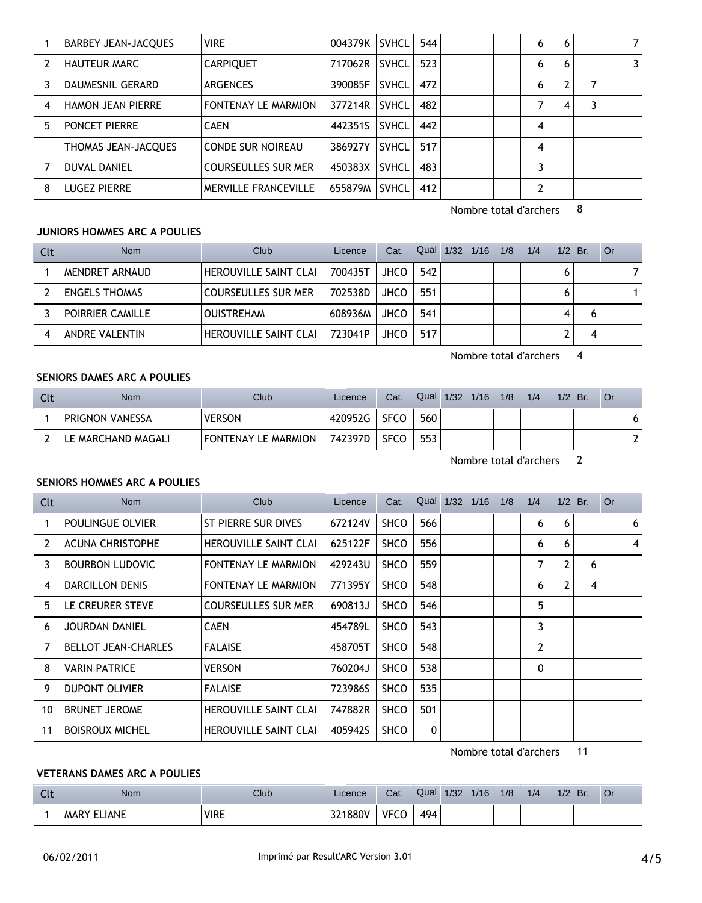| Clt | Nom | Club | Licence | Cat. | Qual | 1/32 | 1/16 | 1/8 | 1/4 | 1/2 | Br. | Or |
|---|---|---|---|---|---|---|---|---|---|---|---|---|
| 1 | BARBEY JEAN-JACQUES | VIRE | 004379K | SVHCL | 544 | | | | 6 | 6 | | 7 |
| 2 | HAUTEUR MARC | CARPIQUET | 717062R | SVHCL | 523 | | | | 6 | 6 | | 3 |
| 3 | DAUMESNIL GERARD | ARGENCES | 390085F | SVHCL | 472 | | | | 6 | 2 | 7 | |
| 4 | HAMON JEAN PIERRE | FONTENAY LE MARMION | 377214R | SVHCL | 482 | | | | 7 | 4 | 3 | |
| 5 | PONCET PIERRE | CAEN | 442351S | SVHCL | 442 | | | | 4 | | | |
| | THOMAS JEAN-JACQUES | CONDE SUR NOIREAU | 386927Y | SVHCL | 517 | | | | 4 | | | |
| 7 | DUVAL DANIEL | COURSEULLES SUR MER | 450383X | SVHCL | 483 | | | | 3 | | | |
| 8 | LUGEZ PIERRE | MERVILLE FRANCEVILLE | 655879M | SVHCL | 412 | | | | 2 | | | |

Nombre total d'archers 8

### JUNIORS HOMMES ARC A POULIES

| Clt | Nom | Club | Licence | Cat. | Qual | 1/32 | 1/16 | 1/8 | 1/4 | 1/2 | Br. | Or |
|---|---|---|---|---|---|---|---|---|---|---|---|---|
| 1 | MENDRET ARNAUD | HEROUVILLE SAINT CLAI | 700435T | JHCO | 542 | | | | | 6 | | 7 |
| 2 | ENGELS THOMAS | COURSEULLES SUR MER | 702538D | JHCO | 551 | | | | | 6 | | 1 |
| 3 | POIRRIER CAMILLE | OUISTREHAM | 608936M | JHCO | 541 | | | | | 4 | 6 | |
| 4 | ANDRE VALENTIN | HEROUVILLE SAINT CLAI | 723041P | JHCO | 517 | | | | | 2 | 4 | |

Nombre total d'archers 4

### SENIORS DAMES ARC A POULIES

| Clt | Nom | Club | Licence | Cat. | Qual | 1/32 | 1/16 | 1/8 | 1/4 | 1/2 | Br. | Or |
|---|---|---|---|---|---|---|---|---|---|---|---|---|
| 1 | PRIGNON VANESSA | VERSON | 420952G | SFCO | 560 | | | | | | | 6 |
| 2 | LE MARCHAND MAGALI | FONTENAY LE MARMION | 742397D | SFCO | 553 | | | | | | | 2 |

Nombre total d'archers 2

### SENIORS HOMMES ARC A POULIES

| Clt | Nom | Club | Licence | Cat. | Qual | 1/32 | 1/16 | 1/8 | 1/4 | 1/2 | Br. | Or |
|---|---|---|---|---|---|---|---|---|---|---|---|---|
| 1 | POULINGUE OLVIER | ST PIERRE SUR DIVES | 672124V | SHCO | 566 | | | | 6 | 6 | | 6 |
| 2 | ACUNA CHRISTOPHE | HEROUVILLE SAINT CLAI | 625122F | SHCO | 556 | | | | 6 | 6 | | 4 |
| 3 | BOURBON LUDOVIC | FONTENAY LE MARMION | 429243U | SHCO | 559 | | | | 7 | 2 | 6 | |
| 4 | DARCILLON DENIS | FONTENAY LE MARMION | 771395Y | SHCO | 548 | | | | 6 | 2 | 4 | |
| 5 | LE CREURER STEVE | COURSEULLES SUR MER | 690813J | SHCO | 546 | | | | 5 | | | |
| 6 | JOURDAN DANIEL | CAEN | 454789L | SHCO | 543 | | | | 3 | | | |
| 7 | BELLOT JEAN-CHARLES | FALAISE | 458705T | SHCO | 548 | | | | 2 | | | |
| 8 | VARIN PATRICE | VERSON | 760204J | SHCO | 538 | | | | 0 | | | |
| 9 | DUPONT OLIVIER | FALAISE | 723986S | SHCO | 535 | | | | | | | |
| 10 | BRUNET JEROME | HEROUVILLE SAINT CLAI | 747882R | SHCO | 501 | | | | | | | |
| 11 | BOISROUX MICHEL | HEROUVILLE SAINT CLAI | 405942S | SHCO | 0 | | | | | | | |

Nombre total d'archers 11

### VETERANS DAMES ARC A POULIES

| Clt | Nom | Club | Licence | Cat. | Qual | 1/32 | 1/16 | 1/8 | 1/4 | 1/2 | Br. | Or |
|---|---|---|---|---|---|---|---|---|---|---|---|---|
| 1 | MARY ELIANE | VIRE | 321880V | VFCO | 494 | | | | | | | |

06/02/2011 Imprimé par Result'ARC Version 3.01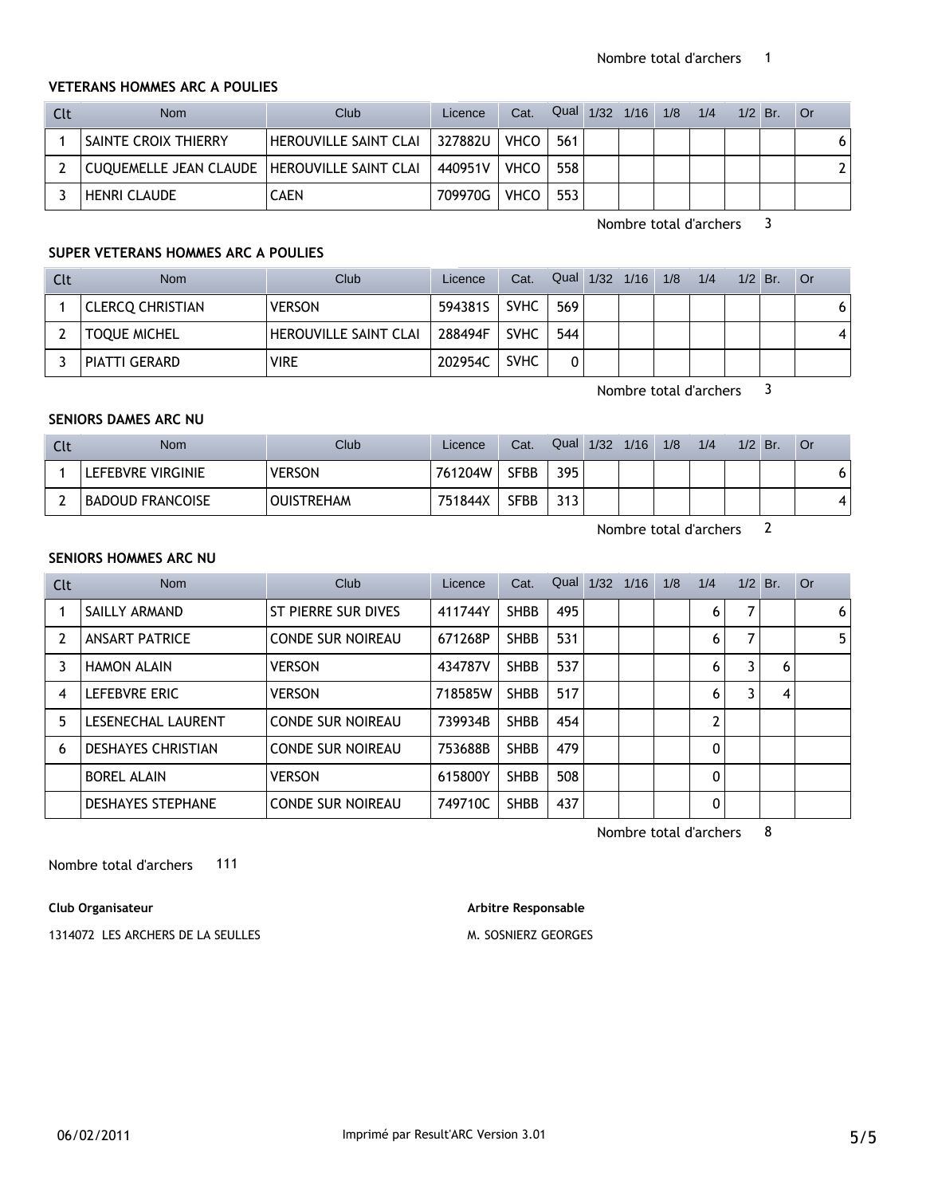Nombre total d'archers 1

### VETERANS HOMMES ARC A POULIES

| Clt | Nom | Club | Licence | Cat. | Qual | 1/32 | 1/16 | 1/8 | 1/4 | 1/2 | Br. | Or |
|---|---|---|---|---|---|---|---|---|---|---|---|---|
| 1 | SAINTE CROIX THIERRY | HEROUVILLE SAINT CLAI | 327882U | VHCO | 561 | | | | | | | 6 |
| 2 | CUQUEMELLE JEAN CLAUDE | HEROUVILLE SAINT CLAI | 440951V | VHCO | 558 | | | | | | | 2 |
| 3 | HENRI CLAUDE | CAEN | 709970G | VHCO | 553 | | | | | | | |

Nombre total d'archers 3

### SUPER VETERANS HOMMES ARC A POULIES

| Clt | Nom | Club | Licence | Cat. | Qual | 1/32 | 1/16 | 1/8 | 1/4 | 1/2 | Br. | Or |
|---|---|---|---|---|---|---|---|---|---|---|---|---|
| 1 | CLERCQ CHRISTIAN | VERSON | 594381S | SVHC | 569 | | | | | | | 6 |
| 2 | TOQUE MICHEL | HEROUVILLE SAINT CLAI | 288494F | SVHC | 544 | | | | | | | 4 |
| 3 | PIATTI GERARD | VIRE | 202954C | SVHC | 0 | | | | | | | |

Nombre total d'archers 3

### SENIORS DAMES ARC NU

| Clt | Nom | Club | Licence | Cat. | Qual | 1/32 | 1/16 | 1/8 | 1/4 | 1/2 | Br. | Or |
|---|---|---|---|---|---|---|---|---|---|---|---|---|
| 1 | LEFEBVRE VIRGINIE | VERSON | 761204W | SFBB | 395 | | | | | | | 6 |
| 2 | BADOUD FRANCOISE | OUISTREHAM | 751844X | SFBB | 313 | | | | | | | 4 |

Nombre total d'archers 2

### SENIORS HOMMES ARC NU

| Clt | Nom | Club | Licence | Cat. | Qual | 1/32 | 1/16 | 1/8 | 1/4 | 1/2 | Br. | Or |
|---|---|---|---|---|---|---|---|---|---|---|---|---|
| 1 | SAILLY ARMAND | ST PIERRE SUR DIVES | 411744Y | SHBB | 495 | | | | 6 | 7 | | 6 |
| 2 | ANSART PATRICE | CONDE SUR NOIREAU | 671268P | SHBB | 531 | | | | 6 | 7 | | 5 |
| 3 | HAMON ALAIN | VERSON | 434787V | SHBB | 537 | | | | 6 | 3 | 6 | |
| 4 | LEFEBVRE ERIC | VERSON | 718585W | SHBB | 517 | | | | 6 | 3 | 4 | |
| 5 | LESENECHAL LAURENT | CONDE SUR NOIREAU | 739934B | SHBB | 454 | | | | 2 | | | |
| 6 | DESHAYES CHRISTIAN | CONDE SUR NOIREAU | 753688B | SHBB | 479 | | | | 0 | | | |
| | BOREL ALAIN | VERSON | 615800Y | SHBB | 508 | | | | 0 | | | |
| | DESHAYES STEPHANE | CONDE SUR NOIREAU | 749710C | SHBB | 437 | | | | 0 | | | |

Nombre total d'archers 8

Nombre total d'archers 111

**Club Organisateur**

1314072 LES ARCHERS DE LA SEULLES

**Arbitre Responsable**

M. SOSNIERZ GEORGES

06/02/2011 Imprimé par Result'ARC Version 3.01